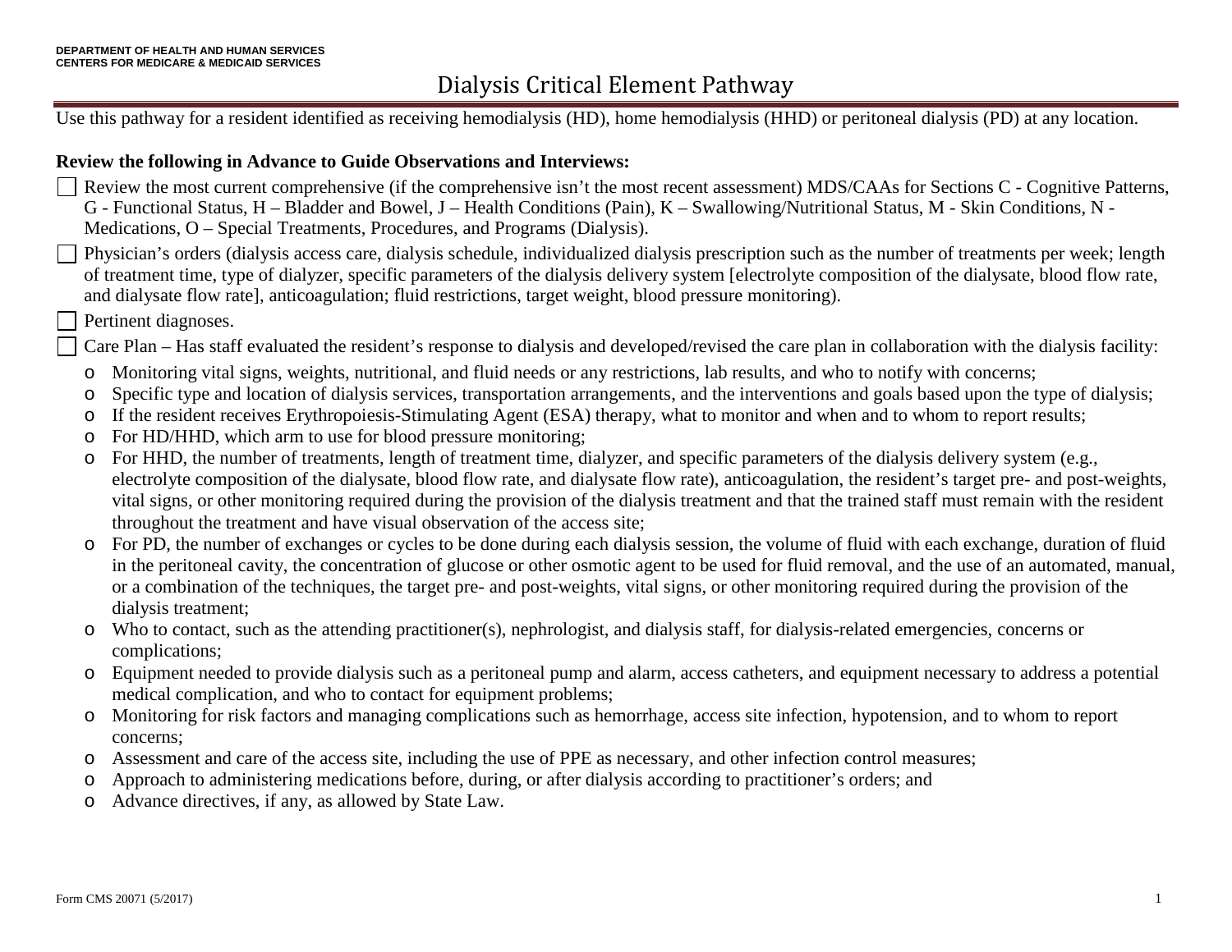**DEPARTMENT OF HEALTH AND HUMAN SERVICES**
**CENTERS FOR MEDICARE & MEDICAID SERVICES**

# Dialysis Critical Element Pathway

Use this pathway for a resident identified as receiving hemodialysis (HD), home hemodialysis (HHD) or peritoneal dialysis (PD) at any location.

**Review the following in Advance to Guide Observations and Interviews:**

- ☐ Review the most current comprehensive (if the comprehensive isn't the most recent assessment) MDS/CAAs for Sections C - Cognitive Patterns, G - Functional Status, H – Bladder and Bowel, J – Health Conditions (Pain), K – Swallowing/Nutritional Status, M - Skin Conditions, N - Medications, O – Special Treatments, Procedures, and Programs (Dialysis).
- ☐ Physician's orders (dialysis access care, dialysis schedule, individualized dialysis prescription such as the number of treatments per week; length of treatment time, type of dialyzer, specific parameters of the dialysis delivery system [electrolyte composition of the dialysate, blood flow rate, and dialysate flow rate], anticoagulation; fluid restrictions, target weight, blood pressure monitoring).
- ☐ Pertinent diagnoses.
- ☐ Care Plan – Has staff evaluated the resident's response to dialysis and developed/revised the care plan in collaboration with the dialysis facility:
  - Monitoring vital signs, weights, nutritional, and fluid needs or any restrictions, lab results, and who to notify with concerns;
  - Specific type and location of dialysis services, transportation arrangements, and the interventions and goals based upon the type of dialysis;
  - If the resident receives Erythropoiesis-Stimulating Agent (ESA) therapy, what to monitor and when and to whom to report results;
  - For HD/HHD, which arm to use for blood pressure monitoring;
  - For HHD, the number of treatments, length of treatment time, dialyzer, and specific parameters of the dialysis delivery system (e.g., electrolyte composition of the dialysate, blood flow rate, and dialysate flow rate), anticoagulation, the resident's target pre- and post-weights, vital signs, or other monitoring required during the provision of the dialysis treatment and that the trained staff must remain with the resident throughout the treatment and have visual observation of the access site;
  - For PD, the number of exchanges or cycles to be done during each dialysis session, the volume of fluid with each exchange, duration of fluid in the peritoneal cavity, the concentration of glucose or other osmotic agent to be used for fluid removal, and the use of an automated, manual, or a combination of the techniques, the target pre- and post-weights, vital signs, or other monitoring required during the provision of the dialysis treatment;
  - Who to contact, such as the attending practitioner(s), nephrologist, and dialysis staff, for dialysis-related emergencies, concerns or complications;
  - Equipment needed to provide dialysis such as a peritoneal pump and alarm, access catheters, and equipment necessary to address a potential medical complication, and who to contact for equipment problems;
  - Monitoring for risk factors and managing complications such as hemorrhage, access site infection, hypotension, and to whom to report concerns;
  - Assessment and care of the access site, including the use of PPE as necessary, and other infection control measures;
  - Approach to administering medications before, during, or after dialysis according to practitioner's orders; and
  - Advance directives, if any, as allowed by State Law.

Form CMS 20071 (5/2017)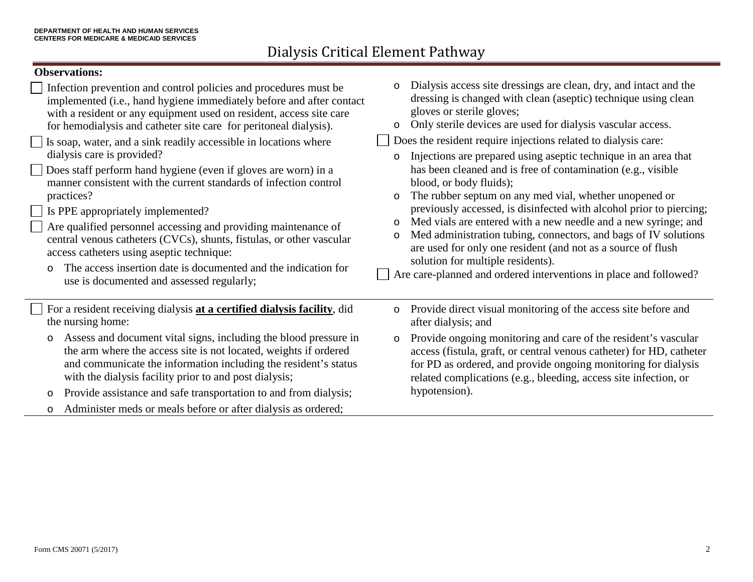# Dialysis Critical Element Pathway

**Observations:**

- ☐ Infection prevention and control policies and procedures must be implemented (i.e., hand hygiene immediately before and after contact with a resident or any equipment used on resident, access site care for hemodialysis and catheter site care for peritoneal dialysis).
- ☐ Is soap, water, and a sink readily accessible in locations where dialysis care is provided?
- ☐ Does staff perform hand hygiene (even if gloves are worn) in a manner consistent with the current standards of infection control practices?
- ☐ Is PPE appropriately implemented?
- ☐ Are qualified personnel accessing and providing maintenance of central venous catheters (CVCs), shunts, fistulas, or other vascular access catheters using aseptic technique:
  - The access insertion date is documented and the indication for use is documented and assessed regularly;
  - Dialysis access site dressings are clean, dry, and intact and the dressing is changed with clean (aseptic) technique using clean gloves or sterile gloves;
  - Only sterile devices are used for dialysis vascular access.
- ☐ Does the resident require injections related to dialysis care:
  - Injections are prepared using aseptic technique in an area that has been cleaned and is free of contamination (e.g., visible blood, or body fluids);
  - The rubber septum on any med vial, whether unopened or previously accessed, is disinfected with alcohol prior to piercing;
  - Med vials are entered with a new needle and a new syringe; and
  - Med administration tubing, connectors, and bags of IV solutions are used for only one resident (and not as a source of flush solution for multiple residents).
- ☐ Are care-planned and ordered interventions in place and followed?

---

- ☐ For a resident receiving dialysis **<u>at a certified dialysis facility</u>**, did the nursing home:
  - Assess and document vital signs, including the blood pressure in the arm where the access site is not located, weights if ordered and communicate the information including the resident's status with the dialysis facility prior to and post dialysis;
  - Provide assistance and safe transportation to and from dialysis;
  - Administer meds or meals before or after dialysis as ordered;
  - Provide direct visual monitoring of the access site before and after dialysis; and
  - Provide ongoing monitoring and care of the resident's vascular access (fistula, graft, or central venous catheter) for HD, catheter for PD as ordered, and provide ongoing monitoring for dialysis related complications (e.g., bleeding, access site infection, or hypotension).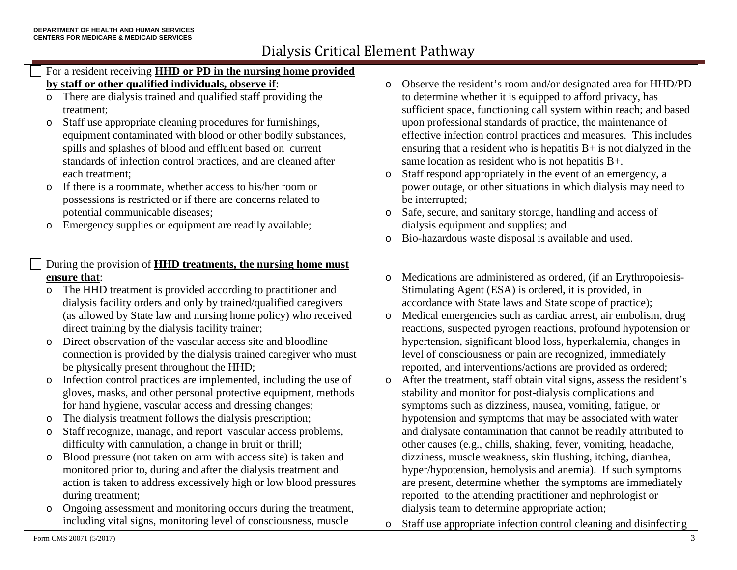# Dialysis Critical Element Pathway

- [ ] For a resident receiving **<u>HHD or PD in the nursing home provided by staff or other qualified individuals, observe if</u>**:
  - There are dialysis trained and qualified staff providing the treatment;
  - Staff use appropriate cleaning procedures for furnishings, equipment contaminated with blood or other bodily substances, spills and splashes of blood and effluent based on current standards of infection control practices, and are cleaned after each treatment;
  - If there is a roommate, whether access to his/her room or possessions is restricted or if there are concerns related to potential communicable diseases;
  - Emergency supplies or equipment are readily available;
  - Observe the resident's room and/or designated area for HHD/PD to determine whether it is equipped to afford privacy, has sufficient space, functioning call system within reach; and based upon professional standards of practice, the maintenance of effective infection control practices and measures. This includes ensuring that a resident who is hepatitis B+ is not dialyzed in the same location as resident who is not hepatitis B+.
  - Staff respond appropriately in the event of an emergency, a power outage, or other situations in which dialysis may need to be interrupted;
  - Safe, secure, and sanitary storage, handling and access of dialysis equipment and supplies; and
  - Bio-hazardous waste disposal is available and used.

- [ ] During the provision of **<u>HHD treatments, the nursing home must ensure that</u>**:
  - The HHD treatment is provided according to practitioner and dialysis facility orders and only by trained/qualified caregivers (as allowed by State law and nursing home policy) who received direct training by the dialysis facility trainer;
  - Direct observation of the vascular access site and bloodline connection is provided by the dialysis trained caregiver who must be physically present throughout the HHD;
  - Infection control practices are implemented, including the use of gloves, masks, and other personal protective equipment, methods for hand hygiene, vascular access and dressing changes;
  - The dialysis treatment follows the dialysis prescription;
  - Staff recognize, manage, and report vascular access problems, difficulty with cannulation, a change in bruit or thrill;
  - Blood pressure (not taken on arm with access site) is taken and monitored prior to, during and after the dialysis treatment and action is taken to address excessively high or low blood pressures during treatment;
  - Ongoing assessment and monitoring occurs during the treatment, including vital signs, monitoring level of consciousness, muscle
  - Medications are administered as ordered, (if an Erythropoiesis-Stimulating Agent (ESA) is ordered, it is provided, in accordance with State laws and State scope of practice);
  - Medical emergencies such as cardiac arrest, air embolism, drug reactions, suspected pyrogen reactions, profound hypotension or hypertension, significant blood loss, hyperkalemia, changes in level of consciousness or pain are recognized, immediately reported, and interventions/actions are provided as ordered;
  - After the treatment, staff obtain vital signs, assess the resident's stability and monitor for post-dialysis complications and symptoms such as dizziness, nausea, vomiting, fatigue, or hypotension and symptoms that may be associated with water and dialysate contamination that cannot be readily attributed to other causes (e.g., chills, shaking, fever, vomiting, headache, dizziness, muscle weakness, skin flushing, itching, diarrhea, hyper/hypotension, hemolysis and anemia). If such symptoms are present, determine whether the symptoms are immediately reported to the attending practitioner and nephrologist or dialysis team to determine appropriate action;
  - Staff use appropriate infection control cleaning and disinfecting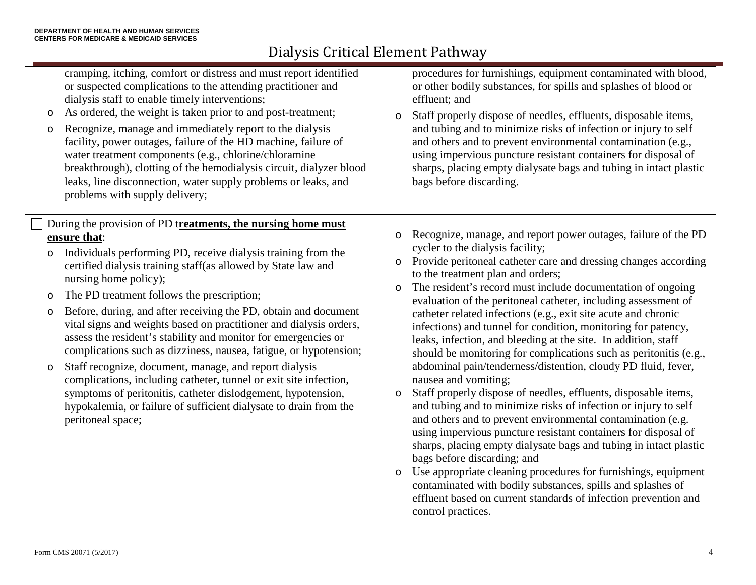cramping, itching, comfort or distress and must report identified or suspected complications to the attending practitioner and dialysis staff to enable timely interventions;

- As ordered, the weight is taken prior to and post-treatment;
- Recognize, manage and immediately report to the dialysis facility, power outages, failure of the HD machine, failure of water treatment components (e.g., chlorine/chloramine breakthrough), clotting of the hemodialysis circuit, dialyzer blood leaks, line disconnection, water supply problems or leaks, and problems with supply delivery;

procedures for furnishings, equipment contaminated with blood, or other bodily substances, for spills and splashes of blood or effluent; and

- Staff properly dispose of needles, effluents, disposable items, and tubing and to minimize risks of infection or injury to self and others and to prevent environmental contamination (e.g., using impervious puncture resistant containers for disposal of sharps, placing empty dialysate bags and tubing in intact plastic bags before discarding.

---

☐ During the provision of PD t**reatments, the nursing home must ensure that**:

- Individuals performing PD, receive dialysis training from the certified dialysis training staff(as allowed by State law and nursing home policy);
- The PD treatment follows the prescription;
- Before, during, and after receiving the PD, obtain and document vital signs and weights based on practitioner and dialysis orders, assess the resident's stability and monitor for emergencies or complications such as dizziness, nausea, fatigue, or hypotension;
- Staff recognize, document, manage, and report dialysis complications, including catheter, tunnel or exit site infection, symptoms of peritonitis, catheter dislodgement, hypotension, hypokalemia, or failure of sufficient dialysate to drain from the peritoneal space;
- Recognize, manage, and report power outages, failure of the PD cycler to the dialysis facility;
- Provide peritoneal catheter care and dressing changes according to the treatment plan and orders;
- The resident's record must include documentation of ongoing evaluation of the peritoneal catheter, including assessment of catheter related infections (e.g., exit site acute and chronic infections) and tunnel for condition, monitoring for patency, leaks, infection, and bleeding at the site. In addition, staff should be monitoring for complications such as peritonitis (e.g., abdominal pain/tenderness/distention, cloudy PD fluid, fever, nausea and vomiting;
- Staff properly dispose of needles, effluents, disposable items, and tubing and to minimize risks of infection or injury to self and others and to prevent environmental contamination (e.g. using impervious puncture resistant containers for disposal of sharps, placing empty dialysate bags and tubing in intact plastic bags before discarding; and
- Use appropriate cleaning procedures for furnishings, equipment contaminated with bodily substances, spills and splashes of effluent based on current standards of infection prevention and control practices.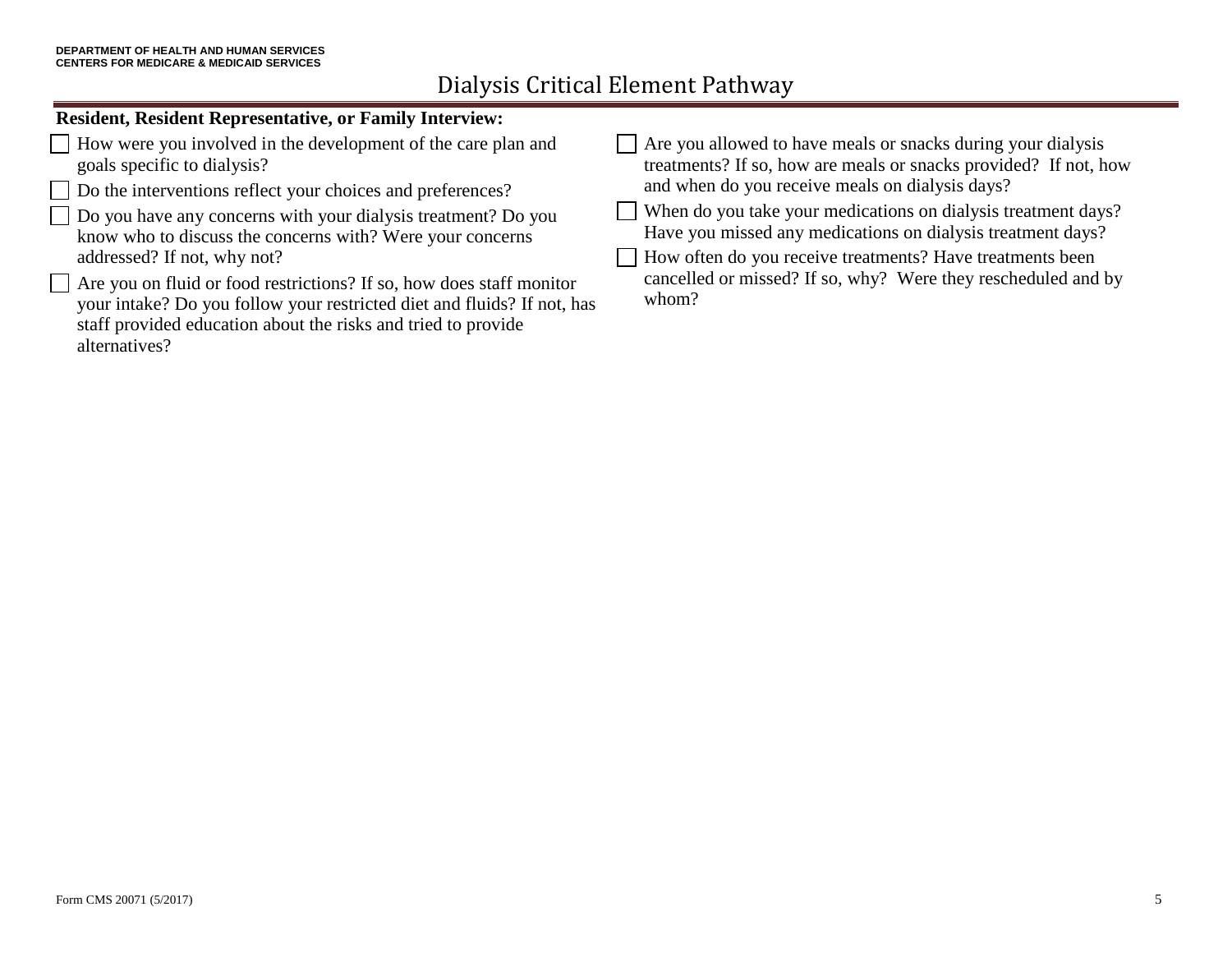**Resident, Resident Representative, or Family Interview:**

- [ ] How were you involved in the development of the care plan and goals specific to dialysis?
- [ ] Do the interventions reflect your choices and preferences?
- [ ] Do you have any concerns with your dialysis treatment? Do you know who to discuss the concerns with? Were your concerns addressed? If not, why not?
- [ ] Are you on fluid or food restrictions? If so, how does staff monitor your intake? Do you follow your restricted diet and fluids? If not, has staff provided education about the risks and tried to provide alternatives?
- [ ] Are you allowed to have meals or snacks during your dialysis treatments? If so, how are meals or snacks provided? If not, how and when do you receive meals on dialysis days?
- [ ] When do you take your medications on dialysis treatment days? Have you missed any medications on dialysis treatment days?
- [ ] How often do you receive treatments? Have treatments been cancelled or missed? If so, why? Were they rescheduled and by whom?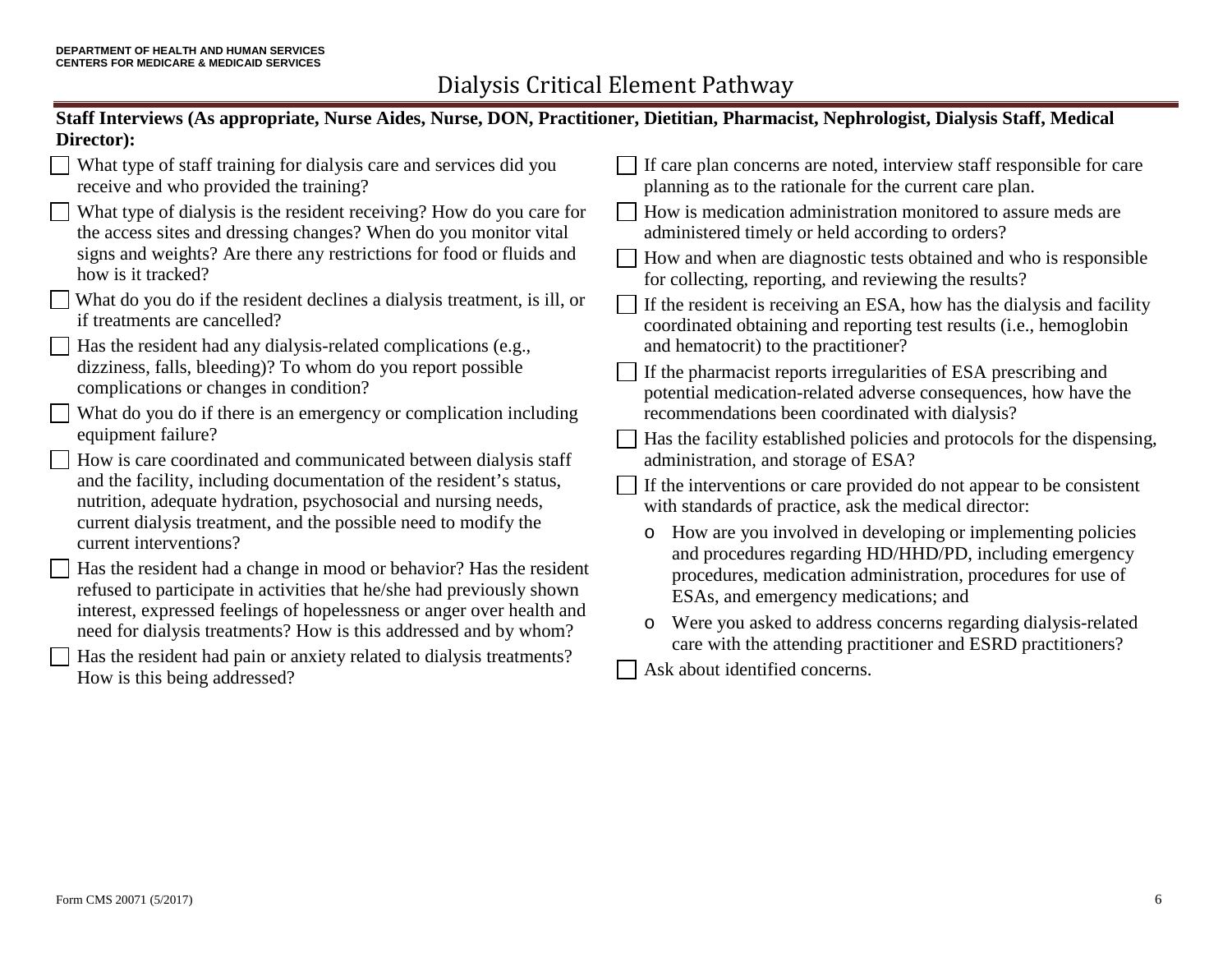# Dialysis Critical Element Pathway

**Staff Interviews (As appropriate, Nurse Aides, Nurse, DON, Practitioner, Dietitian, Pharmacist, Nephrologist, Dialysis Staff, Medical Director):**

- ☐ What type of staff training for dialysis care and services did you receive and who provided the training?
- ☐ What type of dialysis is the resident receiving? How do you care for the access sites and dressing changes? When do you monitor vital signs and weights? Are there any restrictions for food or fluids and how is it tracked?
- ☐ What do you do if the resident declines a dialysis treatment, is ill, or if treatments are cancelled?
- ☐ Has the resident had any dialysis-related complications (e.g., dizziness, falls, bleeding)? To whom do you report possible complications or changes in condition?
- ☐ What do you do if there is an emergency or complication including equipment failure?
- ☐ How is care coordinated and communicated between dialysis staff and the facility, including documentation of the resident's status, nutrition, adequate hydration, psychosocial and nursing needs, current dialysis treatment, and the possible need to modify the current interventions?
- ☐ Has the resident had a change in mood or behavior? Has the resident refused to participate in activities that he/she had previously shown interest, expressed feelings of hopelessness or anger over health and need for dialysis treatments? How is this addressed and by whom?
- ☐ Has the resident had pain or anxiety related to dialysis treatments? How is this being addressed?
- ☐ If care plan concerns are noted, interview staff responsible for care planning as to the rationale for the current care plan.
- ☐ How is medication administration monitored to assure meds are administered timely or held according to orders?
- ☐ How and when are diagnostic tests obtained and who is responsible for collecting, reporting, and reviewing the results?
- ☐ If the resident is receiving an ESA, how has the dialysis and facility coordinated obtaining and reporting test results (i.e., hemoglobin and hematocrit) to the practitioner?
- ☐ If the pharmacist reports irregularities of ESA prescribing and potential medication-related adverse consequences, how have the recommendations been coordinated with dialysis?
- ☐ Has the facility established policies and protocols for the dispensing, administration, and storage of ESA?
- ☐ If the interventions or care provided do not appear to be consistent with standards of practice, ask the medical director:
  - o How are you involved in developing or implementing policies and procedures regarding HD/HHD/PD, including emergency procedures, medication administration, procedures for use of ESAs, and emergency medications; and
  - o Were you asked to address concerns regarding dialysis-related care with the attending practitioner and ESRD practitioners?
- ☐ Ask about identified concerns.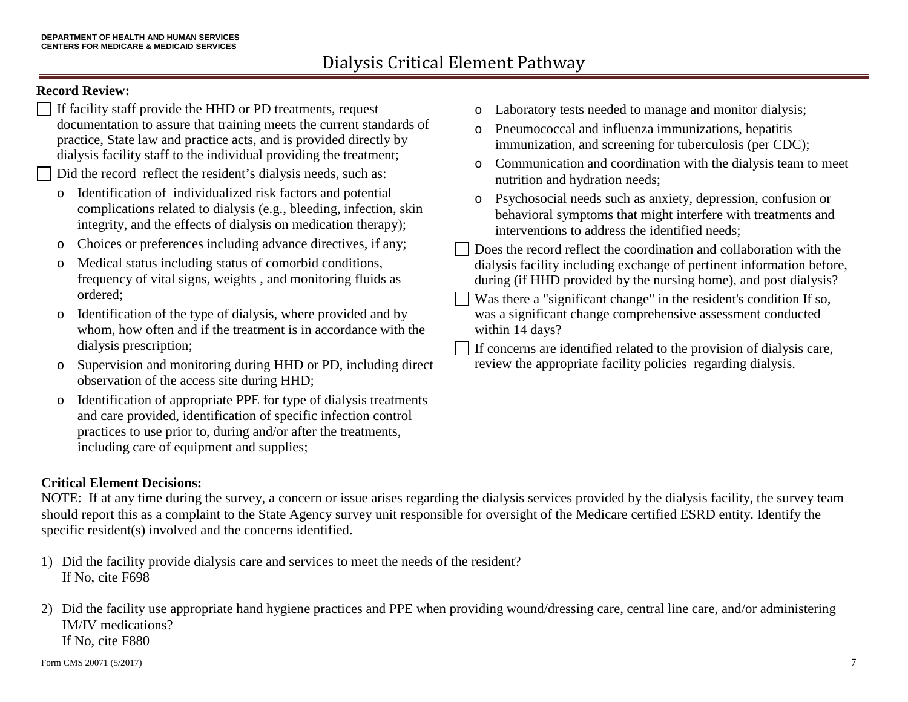# Dialysis Critical Element Pathway

**Record Review:**

- ☐ If facility staff provide the HHD or PD treatments, request documentation to assure that training meets the current standards of practice, State law and practice acts, and is provided directly by dialysis facility staff to the individual providing the treatment;
- ☐ Did the record reflect the resident's dialysis needs, such as:
  - o Identification of individualized risk factors and potential complications related to dialysis (e.g., bleeding, infection, skin integrity, and the effects of dialysis on medication therapy);
  - o Choices or preferences including advance directives, if any;
  - o Medical status including status of comorbid conditions, frequency of vital signs, weights , and monitoring fluids as ordered;
  - o Identification of the type of dialysis, where provided and by whom, how often and if the treatment is in accordance with the dialysis prescription;
  - o Supervision and monitoring during HHD or PD, including direct observation of the access site during HHD;
  - o Identification of appropriate PPE for type of dialysis treatments and care provided, identification of specific infection control practices to use prior to, during and/or after the treatments, including care of equipment and supplies;
  - o Laboratory tests needed to manage and monitor dialysis;
  - o Pneumococcal and influenza immunizations, hepatitis immunization, and screening for tuberculosis (per CDC);
  - o Communication and coordination with the dialysis team to meet nutrition and hydration needs;
  - o Psychosocial needs such as anxiety, depression, confusion or behavioral symptoms that might interfere with treatments and interventions to address the identified needs;
- ☐ Does the record reflect the coordination and collaboration with the dialysis facility including exchange of pertinent information before, during (if HHD provided by the nursing home), and post dialysis?
- ☐ Was there a "significant change" in the resident's condition If so, was a significant change comprehensive assessment conducted within 14 days?
- ☐ If concerns are identified related to the provision of dialysis care, review the appropriate facility policies regarding dialysis.

**Critical Element Decisions:**

NOTE: If at any time during the survey, a concern or issue arises regarding the dialysis services provided by the dialysis facility, the survey team should report this as a complaint to the State Agency survey unit responsible for oversight of the Medicare certified ESRD entity. Identify the specific resident(s) involved and the concerns identified.

1) Did the facility provide dialysis care and services to meet the needs of the resident?
   If No, cite F698

2) Did the facility use appropriate hand hygiene practices and PPE when providing wound/dressing care, central line care, and/or administering IM/IV medications?
   If No, cite F880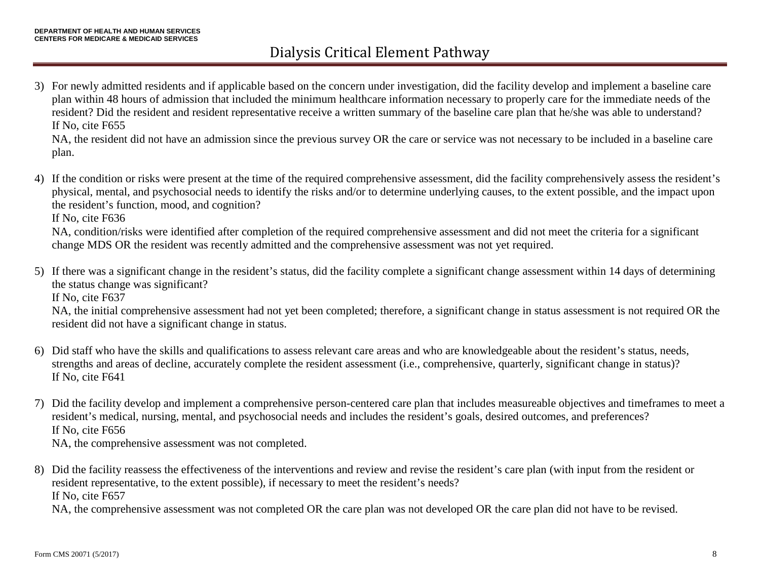3) For newly admitted residents and if applicable based on the concern under investigation, did the facility develop and implement a baseline care plan within 48 hours of admission that included the minimum healthcare information necessary to properly care for the immediate needs of the resident? Did the resident and resident representative receive a written summary of the baseline care plan that he/she was able to understand?
   If No, cite F655
   NA, the resident did not have an admission since the previous survey OR the care or service was not necessary to be included in a baseline care plan.

4) If the condition or risks were present at the time of the required comprehensive assessment, did the facility comprehensively assess the resident's physical, mental, and psychosocial needs to identify the risks and/or to determine underlying causes, to the extent possible, and the impact upon the resident's function, mood, and cognition?
   If No, cite F636
   NA, condition/risks were identified after completion of the required comprehensive assessment and did not meet the criteria for a significant change MDS OR the resident was recently admitted and the comprehensive assessment was not yet required.

5) If there was a significant change in the resident's status, did the facility complete a significant change assessment within 14 days of determining the status change was significant?
   If No, cite F637
   NA, the initial comprehensive assessment had not yet been completed; therefore, a significant change in status assessment is not required OR the resident did not have a significant change in status.

6) Did staff who have the skills and qualifications to assess relevant care areas and who are knowledgeable about the resident's status, needs, strengths and areas of decline, accurately complete the resident assessment (i.e., comprehensive, quarterly, significant change in status)?
   If No, cite F641

7) Did the facility develop and implement a comprehensive person-centered care plan that includes measureable objectives and timeframes to meet a resident's medical, nursing, mental, and psychosocial needs and includes the resident's goals, desired outcomes, and preferences?
   If No, cite F656
   NA, the comprehensive assessment was not completed.

8) Did the facility reassess the effectiveness of the interventions and review and revise the resident's care plan (with input from the resident or resident representative, to the extent possible), if necessary to meet the resident's needs?
   If No, cite F657
   NA, the comprehensive assessment was not completed OR the care plan was not developed OR the care plan did not have to be revised.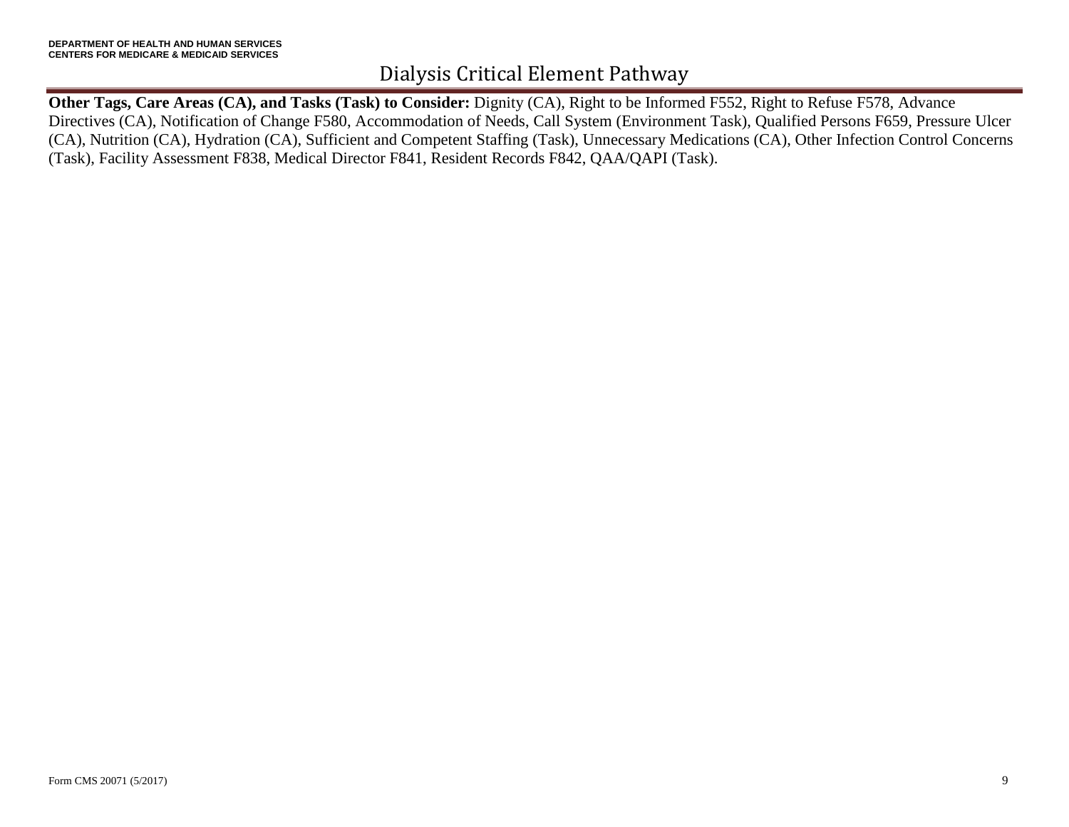**Other Tags, Care Areas (CA), and Tasks (Task) to Consider:** Dignity (CA), Right to be Informed F552, Right to Refuse F578, Advance Directives (CA), Notification of Change F580, Accommodation of Needs, Call System (Environment Task), Qualified Persons F659, Pressure Ulcer (CA), Nutrition (CA), Hydration (CA), Sufficient and Competent Staffing (Task), Unnecessary Medications (CA), Other Infection Control Concerns (Task), Facility Assessment F838, Medical Director F841, Resident Records F842, QAA/QAPI (Task).